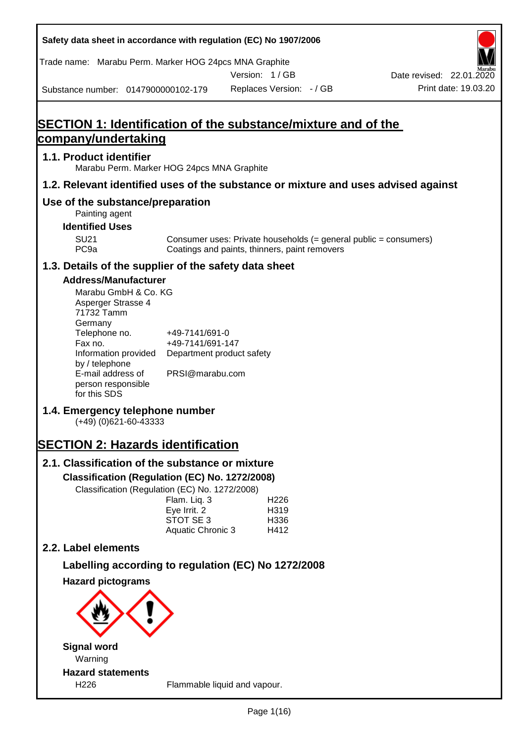# SECTION 1: Identification of the substance/mixture and of the company/undertaking

## 1.1. Product identifier

Marabu Perm. Marker HOG 24pcs MNA Graphite

## 1.2. Relevant identified uses of the substance or mixture and uses advised against

## Use of the substance/preparation

Painting agent

### Identified Uses

| | |
|---|---|
| SU21 | Consumer uses: Private households (= general public = consumers) |
| PC9a | Coatings and paints, thinners, paint removers |

## 1.3. Details of the supplier of the safety data sheet

### Address/Manufacturer

Marabu GmbH & Co. KG
Asperger Strasse 4
71732 Tamm
Germany

| | |
|---|---|
| Telephone no. | +49-7141/691-0 |
| Fax no. | +49-7141/691-147 |
| Information provided by / telephone | Department product safety |
| E-mail address of person responsible for this SDS | PRSI@marabu.com |

## 1.4. Emergency telephone number

(+49) (0)621-60-43333

# SECTION 2: Hazards identification

## 2.1. Classification of the substance or mixture

### Classification (Regulation (EC) No. 1272/2008)

Classification (Regulation (EC) No. 1272/2008)

| | |
|---|---|
| Flam. Liq. 3 | H226 |
| Eye Irrit. 2 | H319 |
| STOT SE 3 | H336 |
| Aquatic Chronic 3 | H412 |

## 2.2. Label elements

### Labelling according to regulation (EC) No 1272/2008

### Hazard pictograms

### Signal word

Warning

### Hazard statements

| | |
|---|---|
| H226 | Flammable liquid and vapour. |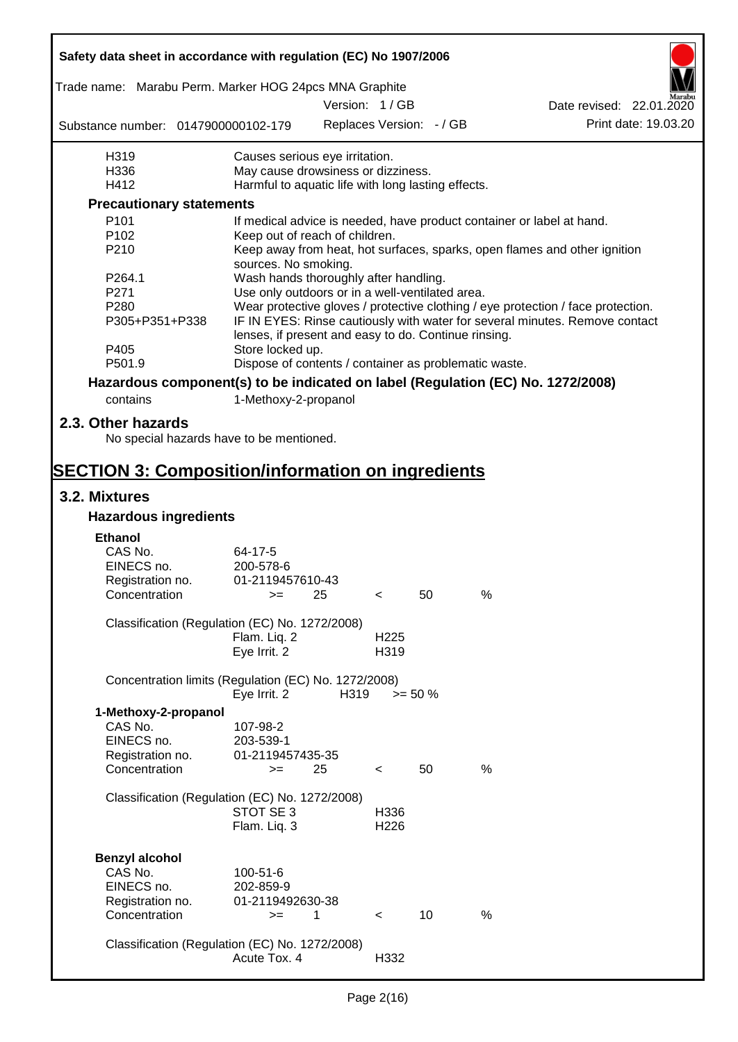| | |
|---|---|
| H319 | Causes serious eye irritation. |
| H336 | May cause drowsiness or dizziness. |
| H412 | Harmful to aquatic life with long lasting effects. |

**Precautionary statements**

| | |
|---|---|
| P101 | If medical advice is needed, have product container or label at hand. |
| P102 | Keep out of reach of children. |
| P210 | Keep away from heat, hot surfaces, sparks, open flames and other ignition sources. No smoking. |
| P264.1 | Wash hands thoroughly after handling. |
| P271 | Use only outdoors or in a well-ventilated area. |
| P280 | Wear protective gloves / protective clothing / eye protection / face protection. |
| P305+P351+P338 | IF IN EYES: Rinse cautiously with water for several minutes. Remove contact lenses, if present and easy to do. Continue rinsing. |
| P405 | Store locked up. |
| P501.9 | Dispose of contents / container as problematic waste. |

**Hazardous component(s) to be indicated on label (Regulation (EC) No. 1272/2008)**

contains 1-Methoxy-2-propanol

## 2.3. Other hazards

No special hazards have to be mentioned.

# SECTION 3: Composition/information on ingredients

## 3.2. Mixtures

### Hazardous ingredients

**Ethanol**

| | |
|---|---|
| CAS No. | 64-17-5 |
| EINECS no. | 200-578-6 |
| Registration no. | 01-2119457610-43 |
| Concentration | >= 25 < 50 % |

Classification (Regulation (EC) No. 1272/2008)

| | |
|---|---|
| Flam. Liq. 2 | H225 |
| Eye Irrit. 2 | H319 |

Concentration limits (Regulation (EC) No. 1272/2008)

| | | |
|---|---|---|
| Eye Irrit. 2 | H319 | >= 50 % |

**1-Methoxy-2-propanol**

| | |
|---|---|
| CAS No. | 107-98-2 |
| EINECS no. | 203-539-1 |
| Registration no. | 01-2119457435-35 |
| Concentration | >= 25 < 50 % |

Classification (Regulation (EC) No. 1272/2008)

| | |
|---|---|
| STOT SE 3 | H336 |
| Flam. Liq. 3 | H226 |

**Benzyl alcohol**

| | |
|---|---|
| CAS No. | 100-51-6 |
| EINECS no. | 202-859-9 |
| Registration no. | 01-2119492630-38 |
| Concentration | >= 1 < 10 % |

Classification (Regulation (EC) No. 1272/2008)

| | |
|---|---|
| Acute Tox. 4 | H332 |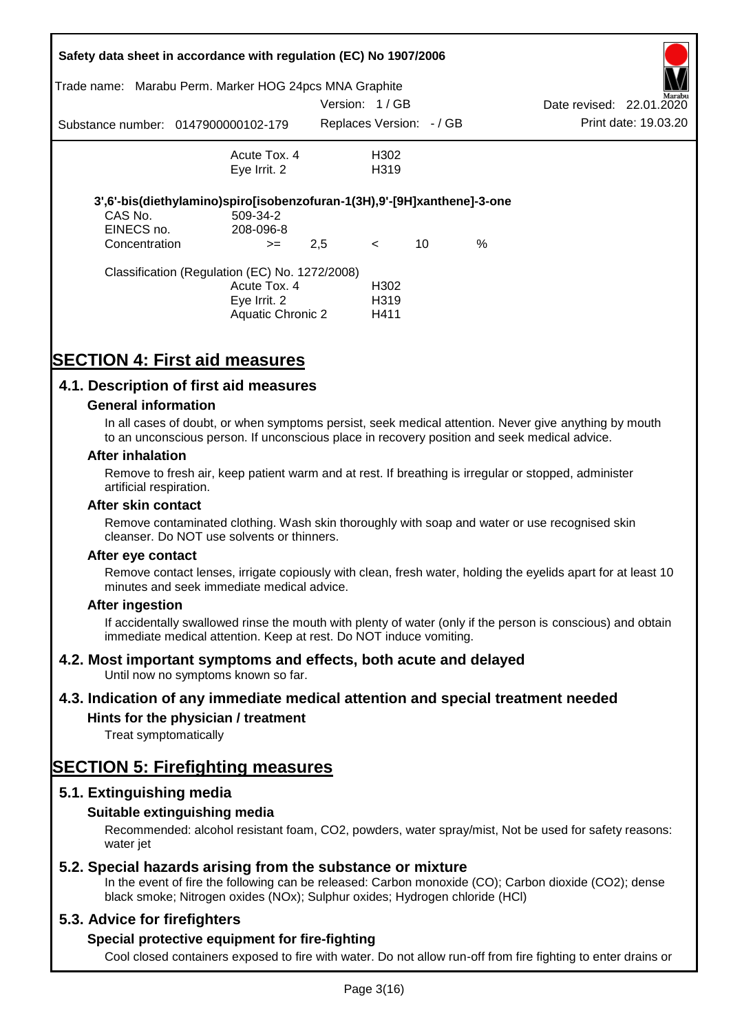| | | |
|---|---|---|
| | Acute Tox. 4 | H302 |
| | Eye Irrit. 2 | H319 |

**3',6'-bis(diethylamino)spiro[isobenzofuran-1(3H),9'-[9H]xanthene]-3-one**

| | | | | | |
|---|---|---|---|---|---|
| CAS No. | 509-34-2 | | | | |
| EINECS no. | 208-096-8 | | | | |
| Concentration | >= | 2,5 | < | 10 | % |

Classification (Regulation (EC) No. 1272/2008)

| | |
|---|---|
| Acute Tox. 4 | H302 |
| Eye Irrit. 2 | H319 |
| Aquatic Chronic 2 | H411 |

# SECTION 4: First aid measures

## 4.1. Description of first aid measures

### General information

In all cases of doubt, or when symptoms persist, seek medical attention. Never give anything by mouth to an unconscious person. If unconscious place in recovery position and seek medical advice.

### After inhalation

Remove to fresh air, keep patient warm and at rest. If breathing is irregular or stopped, administer artificial respiration.

### After skin contact

Remove contaminated clothing. Wash skin thoroughly with soap and water or use recognised skin cleanser. Do NOT use solvents or thinners.

### After eye contact

Remove contact lenses, irrigate copiously with clean, fresh water, holding the eyelids apart for at least 10 minutes and seek immediate medical advice.

### After ingestion

If accidentally swallowed rinse the mouth with plenty of water (only if the person is conscious) and obtain immediate medical attention. Keep at rest. Do NOT induce vomiting.

## 4.2. Most important symptoms and effects, both acute and delayed

Until now no symptoms known so far.

## 4.3. Indication of any immediate medical attention and special treatment needed

### Hints for the physician / treatment

Treat symptomatically

# SECTION 5: Firefighting measures

## 5.1. Extinguishing media

### Suitable extinguishing media

Recommended: alcohol resistant foam, $CO_2$, powders, water spray/mist, Not be used for safety reasons: water jet

## 5.2. Special hazards arising from the substance or mixture

In the event of fire the following can be released: Carbon monoxide (CO); Carbon dioxide ($CO_2$); dense black smoke; Nitrogen oxides ($NO_x$); Sulphur oxides; Hydrogen chloride (HCl)

## 5.3. Advice for firefighters

### Special protective equipment for fire-fighting

Cool closed containers exposed to fire with water. Do not allow run-off from fire fighting to enter drains or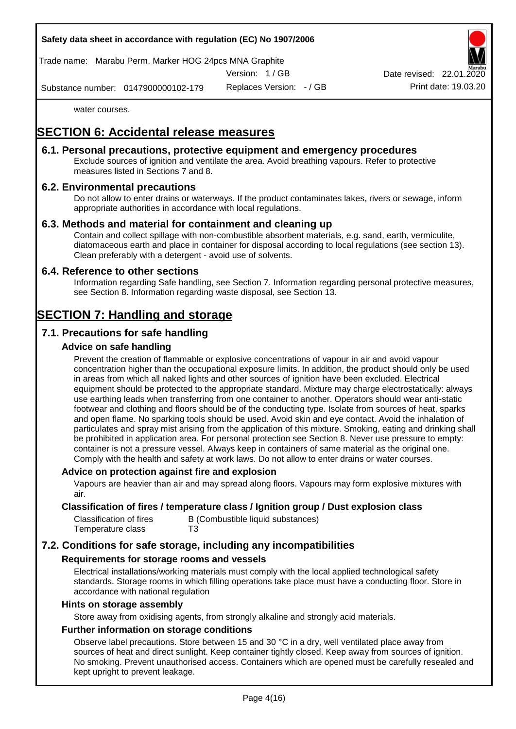water courses.

# SECTION 6: Accidental release measures

## 6.1. Personal precautions, protective equipment and emergency procedures

Exclude sources of ignition and ventilate the area. Avoid breathing vapours. Refer to protective measures listed in Sections 7 and 8.

## 6.2. Environmental precautions

Do not allow to enter drains or waterways. If the product contaminates lakes, rivers or sewage, inform appropriate authorities in accordance with local regulations.

## 6.3. Methods and material for containment and cleaning up

Contain and collect spillage with non-combustible absorbent materials, e.g. sand, earth, vermiculite, diatomaceous earth and place in container for disposal according to local regulations (see section 13). Clean preferably with a detergent - avoid use of solvents.

## 6.4. Reference to other sections

Information regarding Safe handling, see Section 7. Information regarding personal protective measures, see Section 8. Information regarding waste disposal, see Section 13.

# SECTION 7: Handling and storage

## 7.1. Precautions for safe handling

### Advice on safe handling

Prevent the creation of flammable or explosive concentrations of vapour in air and avoid vapour concentration higher than the occupational exposure limits. In addition, the product should only be used in areas from which all naked lights and other sources of ignition have been excluded. Electrical equipment should be protected to the appropriate standard. Mixture may charge electrostatically: always use earthing leads when transferring from one container to another. Operators should wear anti-static footwear and clothing and floors should be of the conducting type. Isolate from sources of heat, sparks and open flame. No sparking tools should be used. Avoid skin and eye contact. Avoid the inhalation of particulates and spray mist arising from the application of this mixture. Smoking, eating and drinking shall be prohibited in application area. For personal protection see Section 8. Never use pressure to empty: container is not a pressure vessel. Always keep in containers of same material as the original one. Comply with the health and safety at work laws. Do not allow to enter drains or water courses.

### Advice on protection against fire and explosion

Vapours are heavier than air and may spread along floors. Vapours may form explosive mixtures with air.

### Classification of fires / temperature class / Ignition group / Dust explosion class

| | |
|---|---|
| Classification of fires | B (Combustible liquid substances) |
| Temperature class | T3 |

## 7.2. Conditions for safe storage, including any incompatibilities

### Requirements for storage rooms and vessels

Electrical installations/working materials must comply with the local applied technological safety standards. Storage rooms in which filling operations take place must have a conducting floor. Store in accordance with national regulation

### Hints on storage assembly

Store away from oxidising agents, from strongly alkaline and strongly acid materials.

### Further information on storage conditions

Observe label precautions. Store between 15 and 30 °C in a dry, well ventilated place away from sources of heat and direct sunlight. Keep container tightly closed. Keep away from sources of ignition. No smoking. Prevent unauthorised access. Containers which are opened must be carefully resealed and kept upright to prevent leakage.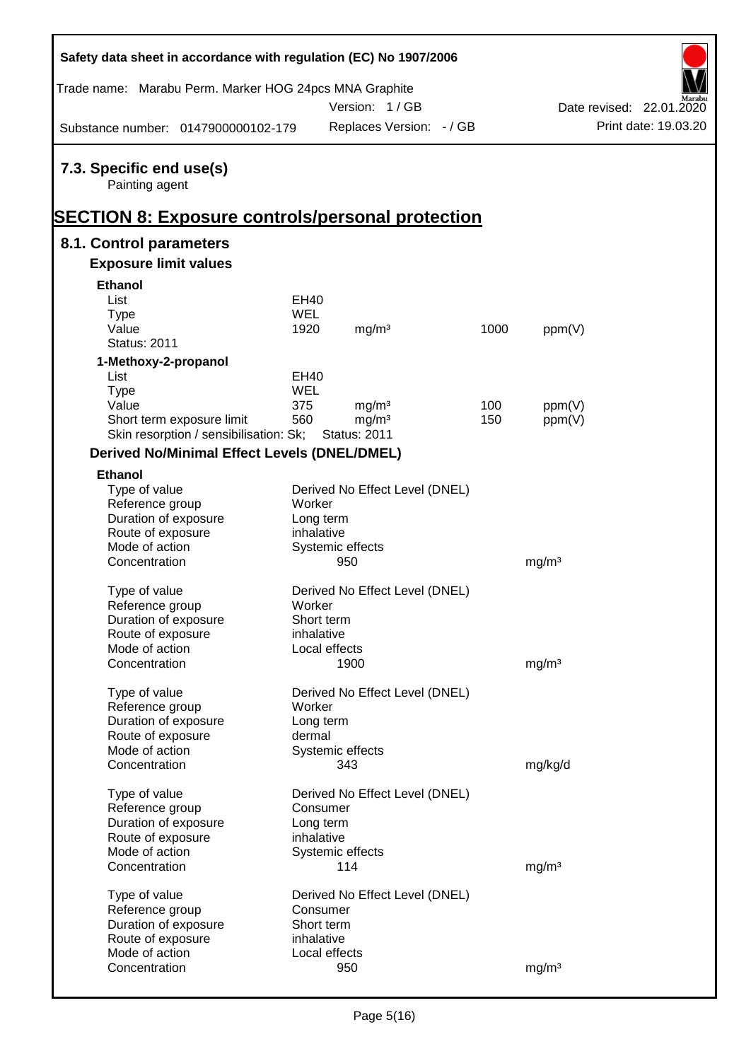### 7.3. Specific end use(s)

Painting agent

## SECTION 8: Exposure controls/personal protection

### 8.1. Control parameters

#### Exposure limit values

**Ethanol**

| | | | | |
|---|---|---|---|---|
| List | EH40 | | | |
| Type | WEL | | | |
| Value | 1920 | mg/m³ | 1000 | ppm(V) |
| Status: 2011 | | | | |

**1-Methoxy-2-propanol**

| | | | | |
|---|---|---|---|---|
| List | EH40 | | | |
| Type | WEL | | | |
| Value | 375 | mg/m³ | 100 | ppm(V) |
| Short term exposure limit | 560 | mg/m³ | 150 | ppm(V) |
| Skin resorption / sensibilisation: Sk; | Status: 2011 | | | |

#### Derived No/Minimal Effect Levels (DNEL/DMEL)

**Ethanol**

| | | |
|---|---|---|
| Type of value | Derived No Effect Level (DNEL) | |
| Reference group | Worker | |
| Duration of exposure | Long term | |
| Route of exposure | inhalative | |
| Mode of action | Systemic effects | |
| Concentration | 950 | mg/m³ |

| | | |
|---|---|---|
| Type of value | Derived No Effect Level (DNEL) | |
| Reference group | Worker | |
| Duration of exposure | Short term | |
| Route of exposure | inhalative | |
| Mode of action | Local effects | |
| Concentration | 1900 | mg/m³ |

| | | |
|---|---|---|
| Type of value | Derived No Effect Level (DNEL) | |
| Reference group | Worker | |
| Duration of exposure | Long term | |
| Route of exposure | dermal | |
| Mode of action | Systemic effects | |
| Concentration | 343 | mg/kg/d |

| | | |
|---|---|---|
| Type of value | Derived No Effect Level (DNEL) | |
| Reference group | Consumer | |
| Duration of exposure | Long term | |
| Route of exposure | inhalative | |
| Mode of action | Systemic effects | |
| Concentration | 114 | mg/m³ |

| | | |
|---|---|---|
| Type of value | Derived No Effect Level (DNEL) | |
| Reference group | Consumer | |
| Duration of exposure | Short term | |
| Route of exposure | inhalative | |
| Mode of action | Local effects | |
| Concentration | 950 | mg/m³ |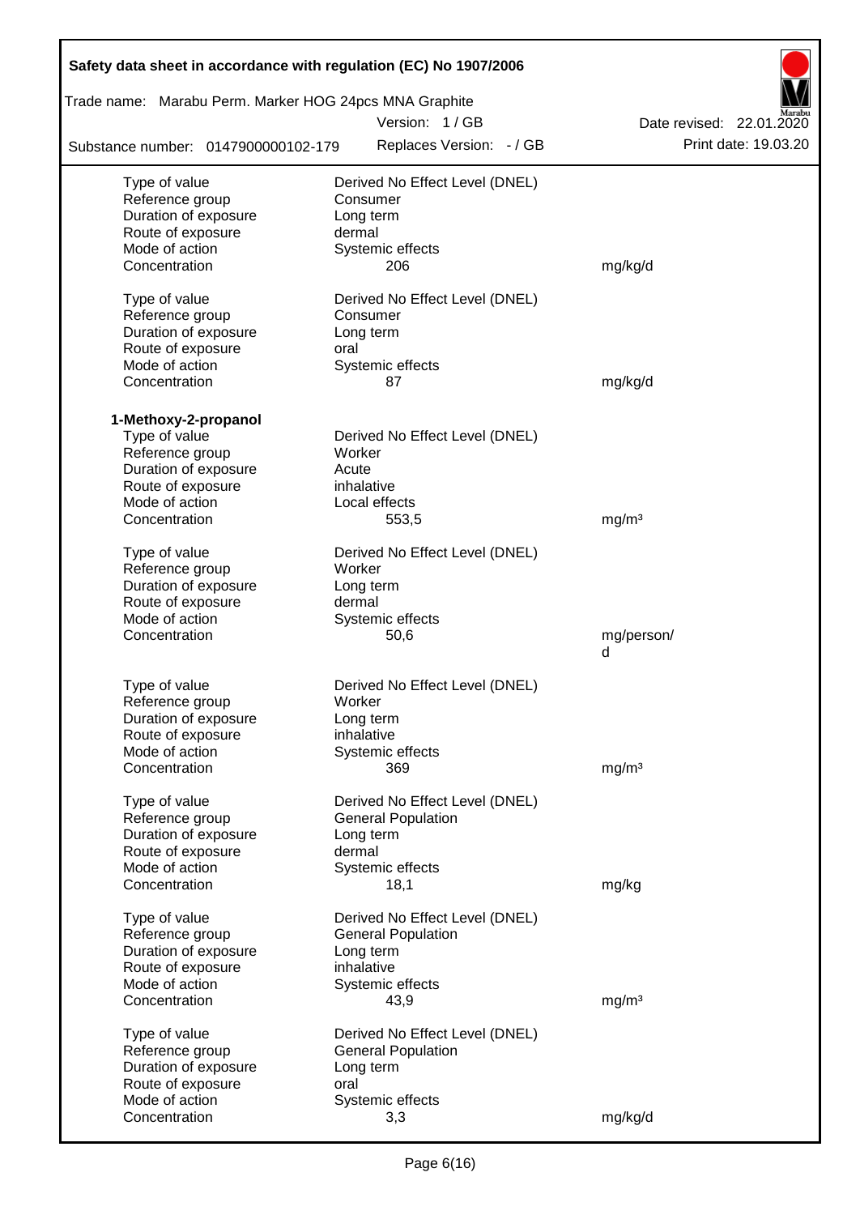| | | |
|---|---|---|
| Type of value | Derived No Effect Level (DNEL) | |
| Reference group | Consumer | |
| Duration of exposure | Long term | |
| Route of exposure | dermal | |
| Mode of action | Systemic effects | |
| Concentration | 206 | mg/kg/d |

| | | |
|---|---|---|
| Type of value | Derived No Effect Level (DNEL) | |
| Reference group | Consumer | |
| Duration of exposure | Long term | |
| Route of exposure | oral | |
| Mode of action | Systemic effects | |
| Concentration | 87 | mg/kg/d |

**1-Methoxy-2-propanol**

| | | |
|---|---|---|
| Type of value | Derived No Effect Level (DNEL) | |
| Reference group | Worker | |
| Duration of exposure | Acute | |
| Route of exposure | inhalative | |
| Mode of action | Local effects | |
| Concentration | 553,5 | mg/m³ |

| | | |
|---|---|---|
| Type of value | Derived No Effect Level (DNEL) | |
| Reference group | Worker | |
| Duration of exposure | Long term | |
| Route of exposure | dermal | |
| Mode of action | Systemic effects | |
| Concentration | 50,6 | mg/person/d |

| | | |
|---|---|---|
| Type of value | Derived No Effect Level (DNEL) | |
| Reference group | Worker | |
| Duration of exposure | Long term | |
| Route of exposure | inhalative | |
| Mode of action | Systemic effects | |
| Concentration | 369 | mg/m³ |

| | | |
|---|---|---|
| Type of value | Derived No Effect Level (DNEL) | |
| Reference group | General Population | |
| Duration of exposure | Long term | |
| Route of exposure | dermal | |
| Mode of action | Systemic effects | |
| Concentration | 18,1 | mg/kg |

| | | |
|---|---|---|
| Type of value | Derived No Effect Level (DNEL) | |
| Reference group | General Population | |
| Duration of exposure | Long term | |
| Route of exposure | inhalative | |
| Mode of action | Systemic effects | |
| Concentration | 43,9 | mg/m³ |

| | | |
|---|---|---|
| Type of value | Derived No Effect Level (DNEL) | |
| Reference group | General Population | |
| Duration of exposure | Long term | |
| Route of exposure | oral | |
| Mode of action | Systemic effects | |
| Concentration | 3,3 | mg/kg/d |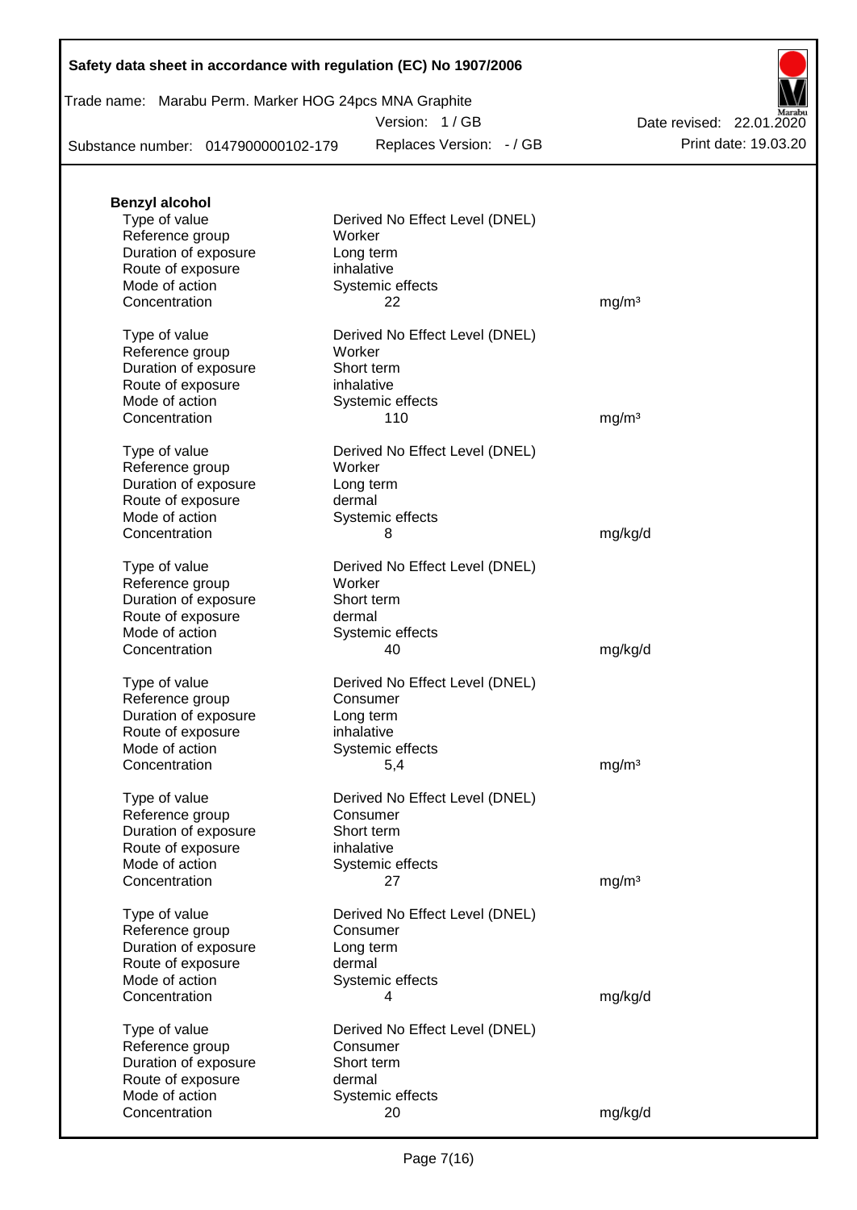**Benzyl alcohol**

| | | |
|---|---|---|
| Type of value | Derived No Effect Level (DNEL) | |
| Reference group | Worker | |
| Duration of exposure | Long term | |
| Route of exposure | inhalative | |
| Mode of action | Systemic effects | |
| Concentration | 22 | mg/m³ |
| | | |
| Type of value | Derived No Effect Level (DNEL) | |
| Reference group | Worker | |
| Duration of exposure | Short term | |
| Route of exposure | inhalative | |
| Mode of action | Systemic effects | |
| Concentration | 110 | mg/m³ |
| | | |
| Type of value | Derived No Effect Level (DNEL) | |
| Reference group | Worker | |
| Duration of exposure | Long term | |
| Route of exposure | dermal | |
| Mode of action | Systemic effects | |
| Concentration | 8 | mg/kg/d |
| | | |
| Type of value | Derived No Effect Level (DNEL) | |
| Reference group | Worker | |
| Duration of exposure | Short term | |
| Route of exposure | dermal | |
| Mode of action | Systemic effects | |
| Concentration | 40 | mg/kg/d |
| | | |
| Type of value | Derived No Effect Level (DNEL) | |
| Reference group | Consumer | |
| Duration of exposure | Long term | |
| Route of exposure | inhalative | |
| Mode of action | Systemic effects | |
| Concentration | 5,4 | mg/m³ |
| | | |
| Type of value | Derived No Effect Level (DNEL) | |
| Reference group | Consumer | |
| Duration of exposure | Short term | |
| Route of exposure | inhalative | |
| Mode of action | Systemic effects | |
| Concentration | 27 | mg/m³ |
| | | |
| Type of value | Derived No Effect Level (DNEL) | |
| Reference group | Consumer | |
| Duration of exposure | Long term | |
| Route of exposure | dermal | |
| Mode of action | Systemic effects | |
| Concentration | 4 | mg/kg/d |
| | | |
| Type of value | Derived No Effect Level (DNEL) | |
| Reference group | Consumer | |
| Duration of exposure | Short term | |
| Route of exposure | dermal | |
| Mode of action | Systemic effects | |
| Concentration | 20 | mg/kg/d |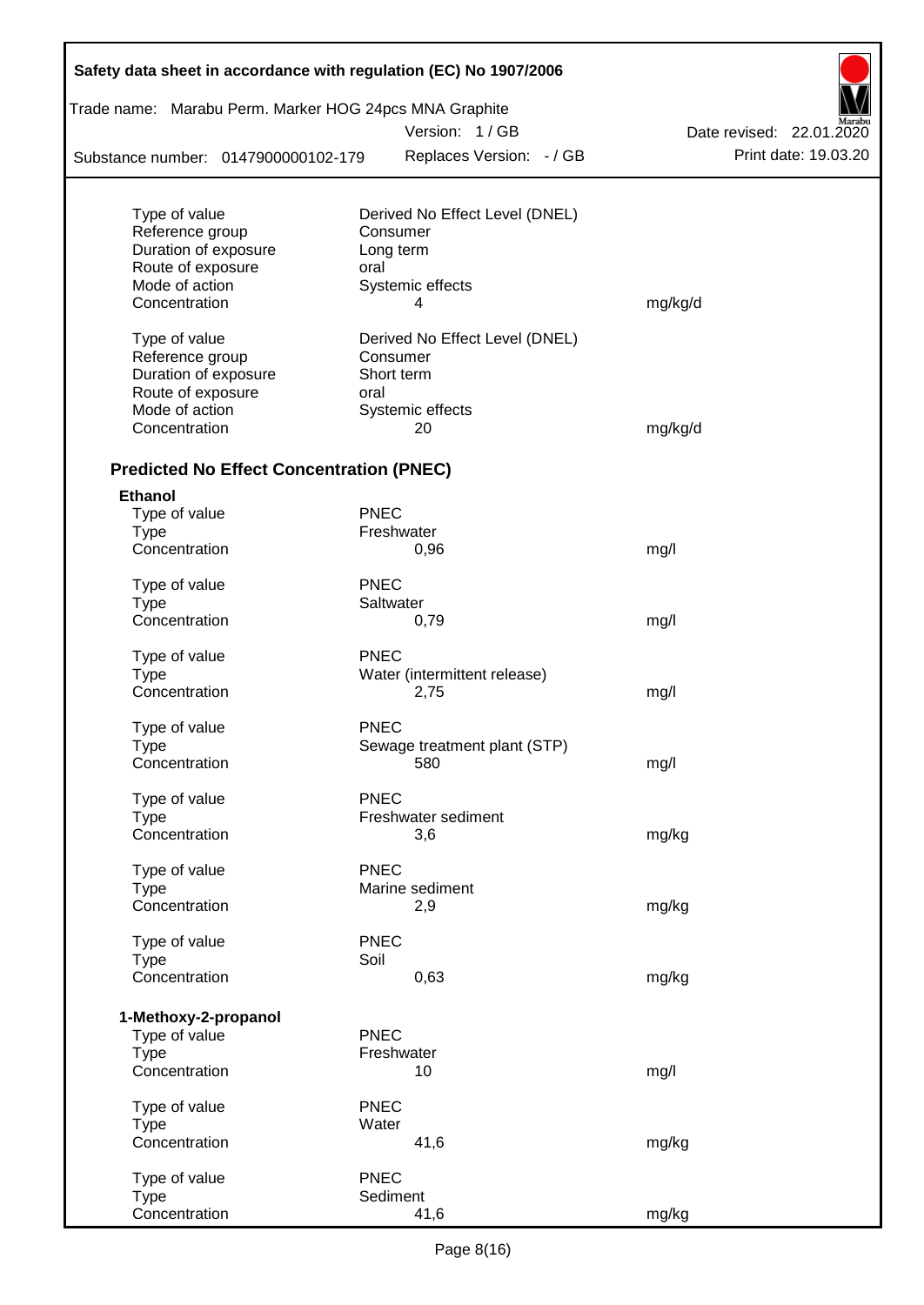| | | |
|---|---|---|
| Type of value | Derived No Effect Level (DNEL) | |
| Reference group | Consumer | |
| Duration of exposure | Long term | |
| Route of exposure | oral | |
| Mode of action | Systemic effects | |
| Concentration | 4 | mg/kg/d |
| | | |
| Type of value | Derived No Effect Level (DNEL) | |
| Reference group | Consumer | |
| Duration of exposure | Short term | |
| Route of exposure | oral | |
| Mode of action | Systemic effects | |
| Concentration | 20 | mg/kg/d |

### Predicted No Effect Concentration (PNEC)

**Ethanol**

| | | |
|---|---|---|
| Type of value | PNEC | |
| Type | Freshwater | |
| Concentration | 0,96 | mg/l |
| | | |
| Type of value | PNEC | |
| Type | Saltwater | |
| Concentration | 0,79 | mg/l |
| | | |
| Type of value | PNEC | |
| Type | Water (intermittent release) | |
| Concentration | 2,75 | mg/l |
| | | |
| Type of value | PNEC | |
| Type | Sewage treatment plant (STP) | |
| Concentration | 580 | mg/l |
| | | |
| Type of value | PNEC | |
| Type | Freshwater sediment | |
| Concentration | 3,6 | mg/kg |
| | | |
| Type of value | PNEC | |
| Type | Marine sediment | |
| Concentration | 2,9 | mg/kg |
| | | |
| Type of value | PNEC | |
| Type | Soil | |
| Concentration | 0,63 | mg/kg |

**1-Methoxy-2-propanol**

| | | |
|---|---|---|
| Type of value | PNEC | |
| Type | Freshwater | |
| Concentration | 10 | mg/l |
| | | |
| Type of value | PNEC | |
| Type | Water | |
| Concentration | 41,6 | mg/kg |
| | | |
| Type of value | PNEC | |
| Type | Sediment | |
| Concentration | 41,6 | mg/kg |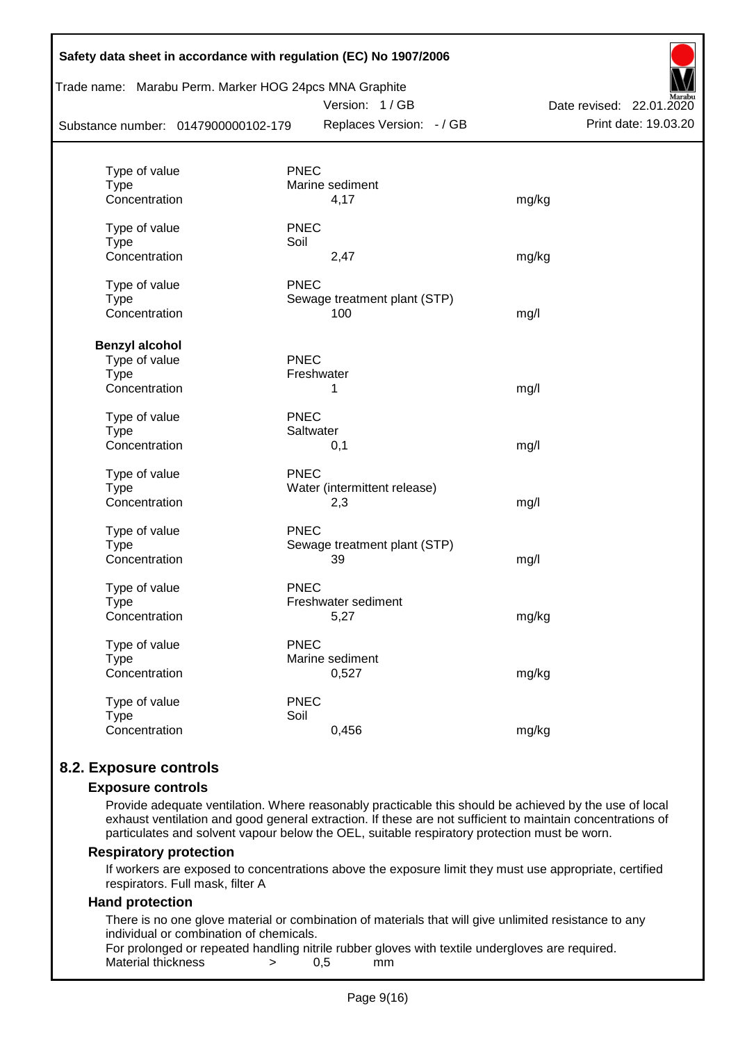| | | |
|---|---|---|
| Type of value | PNEC | |
| Type | Marine sediment | |
| Concentration | 4,17 | mg/kg |
| | | |
| Type of value | PNEC | |
| Type | Soil | |
| Concentration | 2,47 | mg/kg |
| | | |
| Type of value | PNEC | |
| Type | Sewage treatment plant (STP) | |
| Concentration | 100 | mg/l |

**Benzyl alcohol**

| | | |
|---|---|---|
| Type of value | PNEC | |
| Type | Freshwater | |
| Concentration | 1 | mg/l |
| | | |
| Type of value | PNEC | |
| Type | Saltwater | |
| Concentration | 0,1 | mg/l |
| | | |
| Type of value | PNEC | |
| Type | Water (intermittent release) | |
| Concentration | 2,3 | mg/l |
| | | |
| Type of value | PNEC | |
| Type | Sewage treatment plant (STP) | |
| Concentration | 39 | mg/l |
| | | |
| Type of value | PNEC | |
| Type | Freshwater sediment | |
| Concentration | 5,27 | mg/kg |
| | | |
| Type of value | PNEC | |
| Type | Marine sediment | |
| Concentration | 0,527 | mg/kg |
| | | |
| Type of value | PNEC | |
| Type | Soil | |
| Concentration | 0,456 | mg/kg |

## 8.2. Exposure controls

### Exposure controls

Provide adequate ventilation. Where reasonably practicable this should be achieved by the use of local exhaust ventilation and good general extraction. If these are not sufficient to maintain concentrations of particulates and solvent vapour below the OEL, suitable respiratory protection must be worn.

### Respiratory protection

If workers are exposed to concentrations above the exposure limit they must use appropriate, certified respirators. Full mask, filter A

### Hand protection

There is no one glove material or combination of materials that will give unlimited resistance to any individual or combination of chemicals.

For prolonged or repeated handling nitrile rubber gloves with textile undergloves are required.

Material thickness > 0,5 mm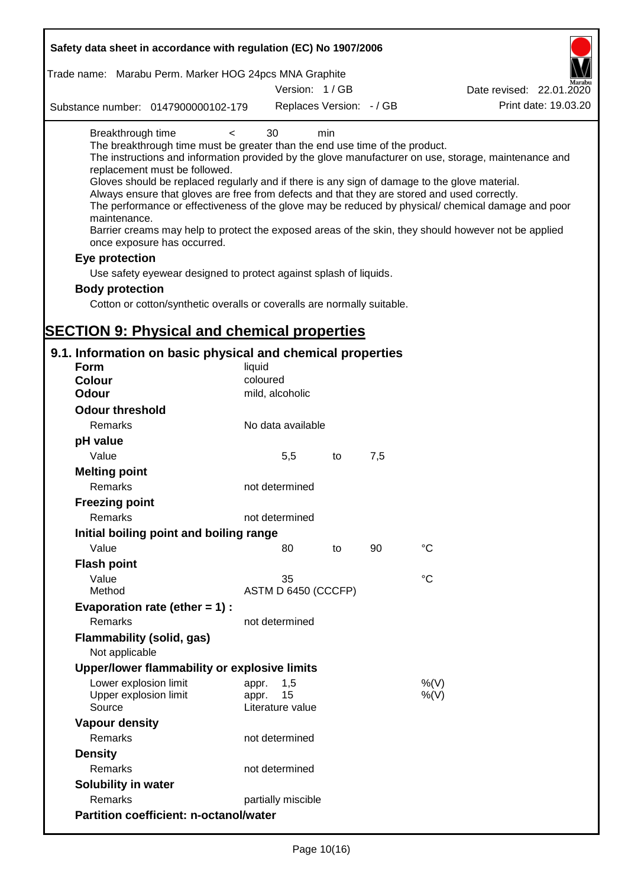Breakthrough time < 30 min

The breakthrough time must be greater than the end use time of the product.

The instructions and information provided by the glove manufacturer on use, storage, maintenance and replacement must be followed.

Gloves should be replaced regularly and if there is any sign of damage to the glove material.

Always ensure that gloves are free from defects and that they are stored and used correctly.

The performance or effectiveness of the glove may be reduced by physical/ chemical damage and poor maintenance.

Barrier creams may help to protect the exposed areas of the skin, they should however not be applied once exposure has occurred.

**Eye protection**

Use safety eyewear designed to protect against splash of liquids.

**Body protection**

Cotton or cotton/synthetic overalls or coveralls are normally suitable.

# SECTION 9: Physical and chemical properties

## 9.1. Information on basic physical and chemical properties

| | | | | |
|---|---|---|---|---|
| **Form** | liquid | | | |
| **Colour** | coloured | | | |
| **Odour** | mild, alcoholic | | | |
| **Odour threshold** | | | | |
| Remarks | No data available | | | |
| **pH value** | | | | |
| Value | 5,5 | to | 7,5 | |
| **Melting point** | | | | |
| Remarks | not determined | | | |
| **Freezing point** | | | | |
| Remarks | not determined | | | |
| **Initial boiling point and boiling range** | | | | |
| Value | 80 | to | 90 | °C |
| **Flash point** | | | | |
| Value | 35 | | | °C |
| Method | ASTM D 6450 (CCCFP) | | | |
| **Evaporation rate (ether = 1) :** | | | | |
| Remarks | not determined | | | |
| **Flammability (solid, gas)** | | | | |
| Not applicable | | | | |
| **Upper/lower flammability or explosive limits** | | | | |
| Lower explosion limit | appr. 1,5 | | | %(V) |
| Upper explosion limit | appr. 15 | | | %(V) |
| Source | Literature value | | | |
| **Vapour density** | | | | |
| Remarks | not determined | | | |
| **Density** | | | | |
| Remarks | not determined | | | |
| **Solubility in water** | | | | |
| Remarks | partially miscible | | | |
| **Partition coefficient: n-octanol/water** | | | | |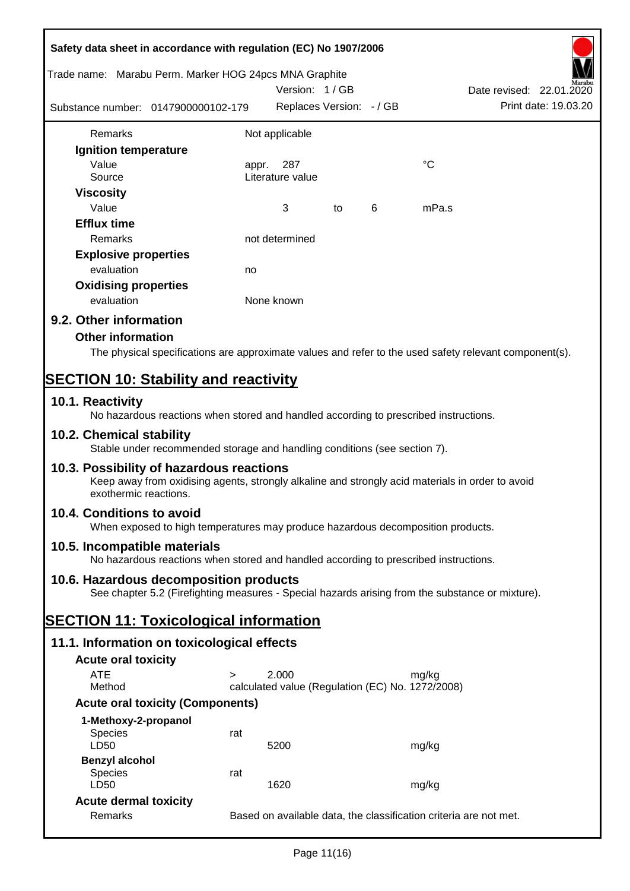| | | | | |
|---|---|---|---|---|
| Remarks | Not applicable | | | |
| **Ignition temperature** | | | | |
| Value | appr. 287 | | | °C |
| Source | Literature value | | | |
| **Viscosity** | | | | |
| Value | 3 | to | 6 | mPa.s |
| **Efflux time** | | | | |
| Remarks | not determined | | | |
| **Explosive properties** | | | | |
| evaluation | no | | | |
| **Oxidising properties** | | | | |
| evaluation | None known | | | |

## 9.2. Other information

### Other information

The physical specifications are approximate values and refer to the used safety relevant component(s).

# SECTION 10: Stability and reactivity

## 10.1. Reactivity

No hazardous reactions when stored and handled according to prescribed instructions.

## 10.2. Chemical stability

Stable under recommended storage and handling conditions (see section 7).

## 10.3. Possibility of hazardous reactions

Keep away from oxidising agents, strongly alkaline and strongly acid materials in order to avoid exothermic reactions.

## 10.4. Conditions to avoid

When exposed to high temperatures may produce hazardous decomposition products.

## 10.5. Incompatible materials

No hazardous reactions when stored and handled according to prescribed instructions.

## 10.6. Hazardous decomposition products

See chapter 5.2 (Firefighting measures - Special hazards arising from the substance or mixture).

# SECTION 11: Toxicological information

## 11.1. Information on toxicological effects

### Acute oral toxicity

| | | | |
|---|---|---|---|
| ATE | > | 2.000 | mg/kg |
| Method | calculated value (Regulation (EC) No. 1272/2008) | | |

### Acute oral toxicity (Components)

| | | | |
|---|---|---|---|
| **1-Methoxy-2-propanol** | | | |
| Species | rat | | |
| LD50 | | 5200 | mg/kg |
| **Benzyl alcohol** | | | |
| Species | rat | | |
| LD50 | | 1620 | mg/kg |

### Acute dermal toxicity

| | |
|---|---|
| Remarks | Based on available data, the classification criteria are not met. |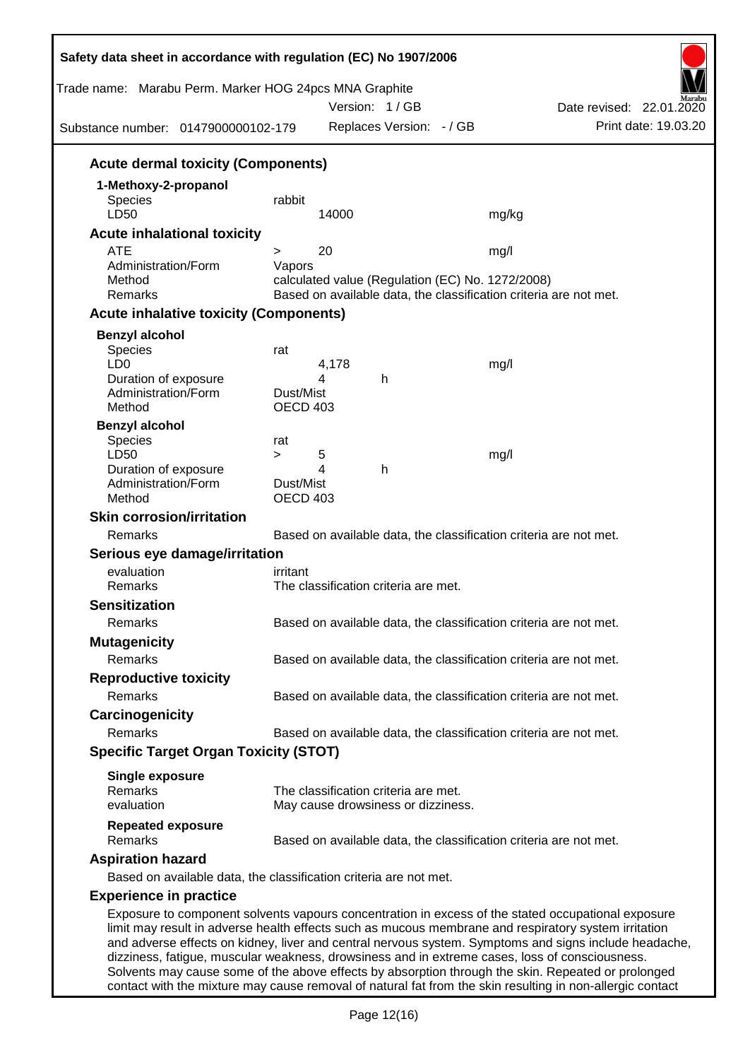### Acute dermal toxicity (Components)

**1-Methoxy-2-propanol**

| | | | |
|---|---|---|---|
| Species | rabbit | | |
| LD50 | 14000 | | mg/kg |

### Acute inhalational toxicity

| | | | |
|---|---|---|---|
| ATE | > | 20 | mg/l |
| Administration/Form | Vapors | | |
| Method | calculated value (Regulation (EC) No. 1272/2008) | | |
| Remarks | Based on available data, the classification criteria are not met. | | |

### Acute inhalative toxicity (Components)

**Benzyl alcohol**

| | | | |
|---|---|---|---|
| Species | rat | | |
| LD0 | 4,178 | | mg/l |
| Duration of exposure | 4 | h | |
| Administration/Form | Dust/Mist | | |
| Method | OECD 403 | | |

**Benzyl alcohol**

| | | | | |
|---|---|---|---|---|
| Species | rat | | | |
| LD50 | > | 5 | | mg/l |
| Duration of exposure | | 4 | h | |
| Administration/Form | Dust/Mist | | | |
| Method | OECD 403 | | | |

### Skin corrosion/irritation

Remarks: Based on available data, the classification criteria are not met.

### Serious eye damage/irritation

evaluation: irritant
Remarks: The classification criteria are met.

### Sensitization

Remarks: Based on available data, the classification criteria are not met.

### Mutagenicity

Remarks: Based on available data, the classification criteria are not met.

### Reproductive toxicity

Remarks: Based on available data, the classification criteria are not met.

### Carcinogenicity

Remarks: Based on available data, the classification criteria are not met.

### Specific Target Organ Toxicity (STOT)

**Single exposure**
Remarks: The classification criteria are met.
evaluation: May cause drowsiness or dizziness.

**Repeated exposure**
Remarks: Based on available data, the classification criteria are not met.

### Aspiration hazard

Based on available data, the classification criteria are not met.

### Experience in practice

Exposure to component solvents vapours concentration in excess of the stated occupational exposure limit may result in adverse health effects such as mucous membrane and respiratory system irritation and adverse effects on kidney, liver and central nervous system. Symptoms and signs include headache, dizziness, fatigue, muscular weakness, drowsiness and in extreme cases, loss of consciousness. Solvents may cause some of the above effects by absorption through the skin. Repeated or prolonged contact with the mixture may cause removal of natural fat from the skin resulting in non-allergic contact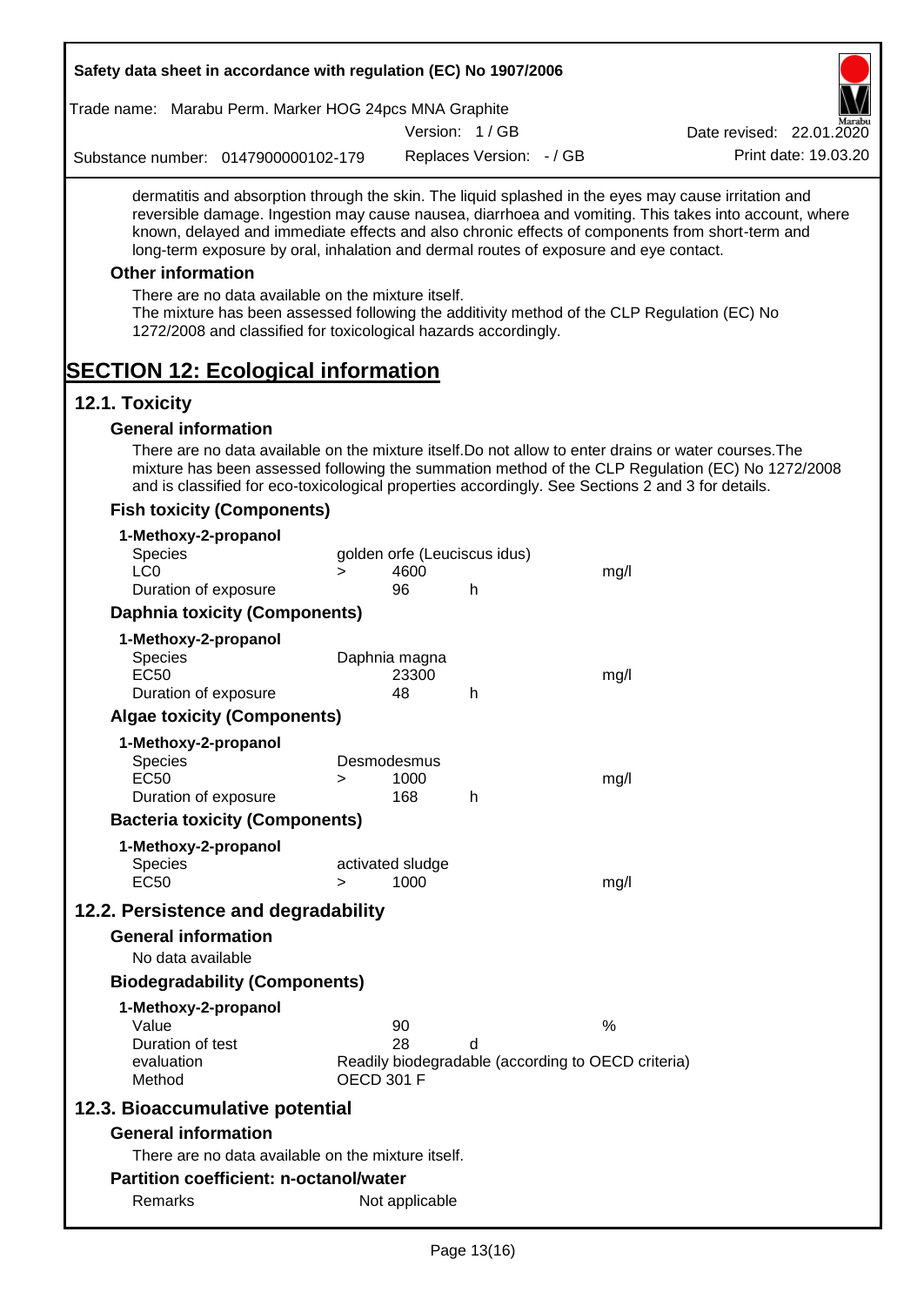dermatitis and absorption through the skin. The liquid splashed in the eyes may cause irritation and reversible damage. Ingestion may cause nausea, diarrhoea and vomiting. This takes into account, where known, delayed and immediate effects and also chronic effects of components from short-term and long-term exposure by oral, inhalation and dermal routes of exposure and eye contact.

### Other information

There are no data available on the mixture itself.
The mixture has been assessed following the additivity method of the CLP Regulation (EC) No 1272/2008 and classified for toxicological hazards accordingly.

# SECTION 12: Ecological information

## 12.1. Toxicity

### General information

There are no data available on the mixture itself.Do not allow to enter drains or water courses.The mixture has been assessed following the summation method of the CLP Regulation (EC) No 1272/2008 and is classified for eco-toxicological properties accordingly. See Sections 2 and 3 for details.

### Fish toxicity (Components)

**1-Methoxy-2-propanol**

| | | | | |
|---|---|---|---|---|
| Species | golden orfe (Leuciscus idus) | | | |
| LC0 | > | 4600 | | mg/l |
| Duration of exposure | | 96 | h | |

### Daphnia toxicity (Components)

**1-Methoxy-2-propanol**

| | | | | |
|---|---|---|---|---|
| Species | Daphnia magna | | | |
| EC50 | | 23300 | | mg/l |
| Duration of exposure | | 48 | h | |

### Algae toxicity (Components)

**1-Methoxy-2-propanol**

| | | | | |
|---|---|---|---|---|
| Species | Desmodesmus | | | |
| EC50 | > | 1000 | | mg/l |
| Duration of exposure | | 168 | h | |

### Bacteria toxicity (Components)

**1-Methoxy-2-propanol**

| | | | | |
|---|---|---|---|---|
| Species | activated sludge | | | |
| EC50 | > | 1000 | | mg/l |

## 12.2. Persistence and degradability

### General information

No data available

### Biodegradability (Components)

**1-Methoxy-2-propanol**

| | | | |
|---|---|---|---|
| Value | 90 | | % |
| Duration of test | 28 | d | |
| evaluation | Readily biodegradable (according to OECD criteria) | | |
| Method | OECD 301 F | | |

## 12.3. Bioaccumulative potential

### General information

There are no data available on the mixture itself.

### Partition coefficient: n-octanol/water

| | |
|---|---|
| Remarks | Not applicable |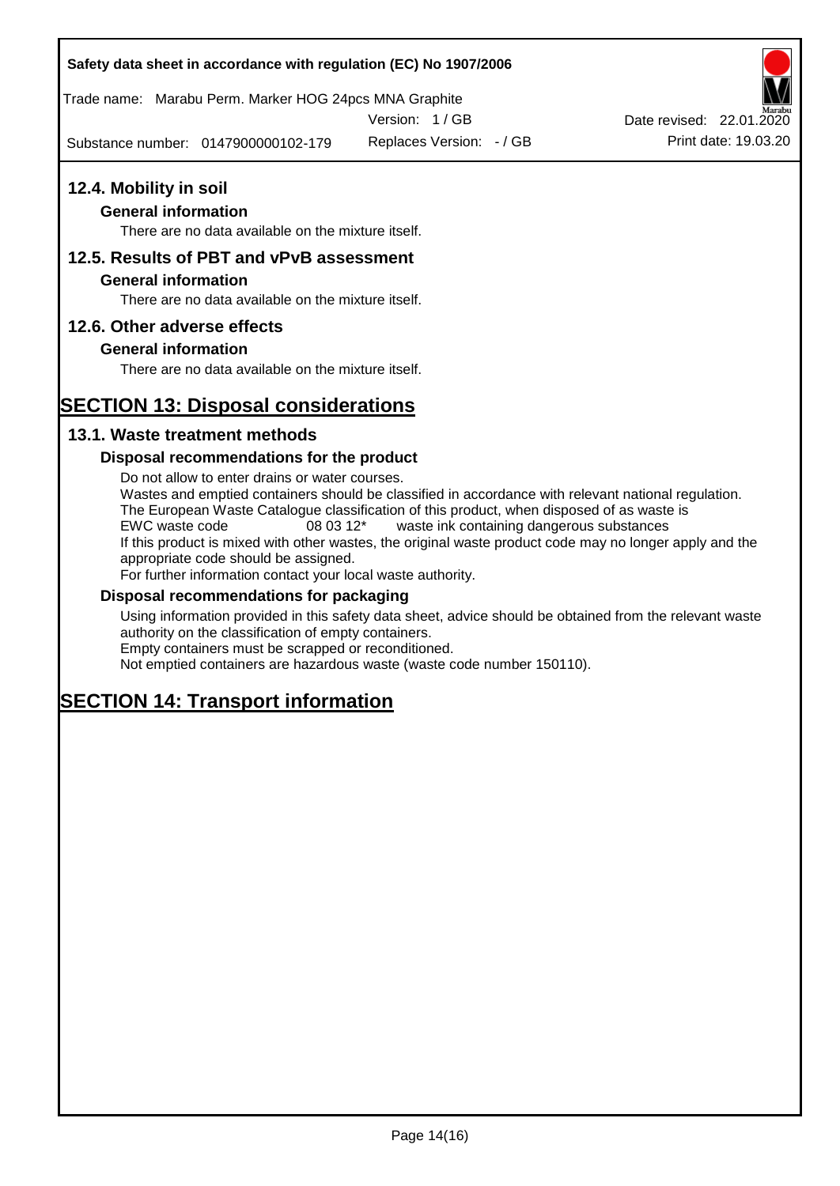## 12.4. Mobility in soil

### General information

There are no data available on the mixture itself.

## 12.5. Results of PBT and vPvB assessment

### General information

There are no data available on the mixture itself.

## 12.6. Other adverse effects

### General information

There are no data available on the mixture itself.

# SECTION 13: Disposal considerations

## 13.1. Waste treatment methods

### Disposal recommendations for the product

Do not allow to enter drains or water courses.
Wastes and emptied containers should be classified in accordance with relevant national regulation.
The European Waste Catalogue classification of this product, when disposed of as waste is
EWC waste code 08 03 12* waste ink containing dangerous substances
If this product is mixed with other wastes, the original waste product code may no longer apply and the appropriate code should be assigned.
For further information contact your local waste authority.

### Disposal recommendations for packaging

Using information provided in this safety data sheet, advice should be obtained from the relevant waste authority on the classification of empty containers.
Empty containers must be scrapped or reconditioned.
Not emptied containers are hazardous waste (waste code number 150110).

# SECTION 14: Transport information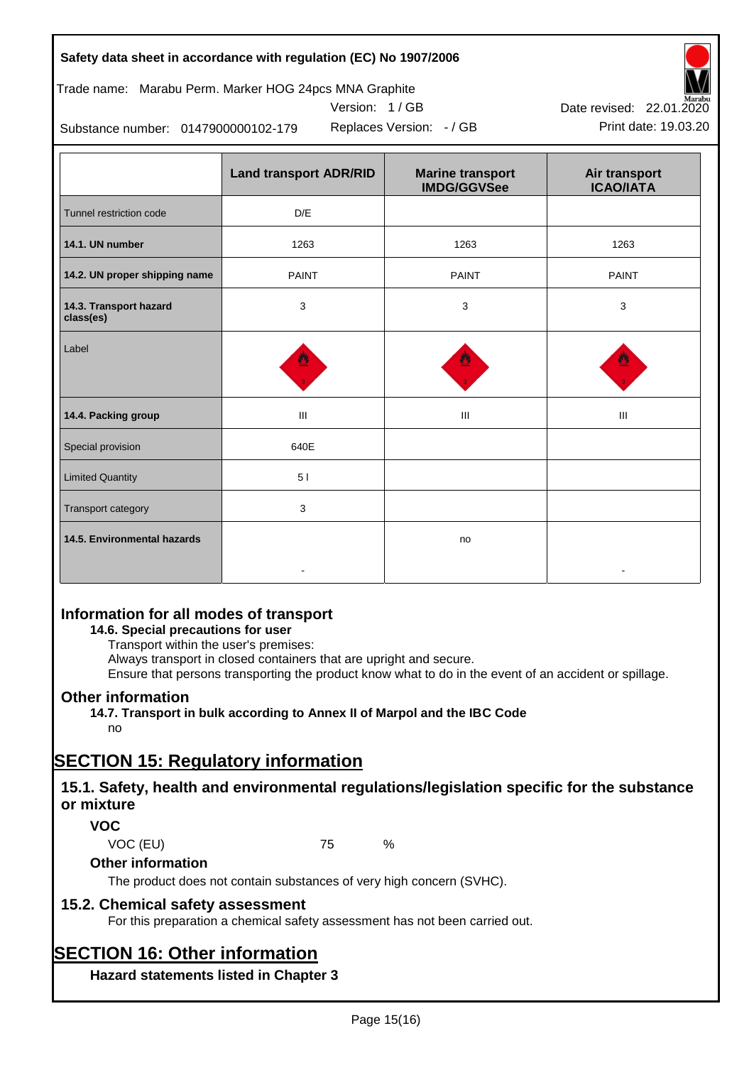| | Land transport ADR/RID | Marine transport IMDG/GGVSee | Air transport ICAO/IATA |
|---|---|---|---|
| Tunnel restriction code | D/E | | |
| **14.1. UN number** | 1263 | 1263 | 1263 |
| **14.2. UN proper shipping name** | PAINT | PAINT | PAINT |
| **14.3. Transport hazard class(es)** | 3 | 3 | 3 |
| Label | | | |
| **14.4. Packing group** | III | III | III |
| Special provision | 640E | | |
| Limited Quantity | 5 l | | |
| Transport category | 3 | | |
| **14.5. Environmental hazards** | - | no | - |

## Information for all modes of transport

**14.6. Special precautions for user**

Transport within the user's premises:
Always transport in closed containers that are upright and secure.
Ensure that persons transporting the product know what to do in the event of an accident or spillage.

## Other information

**14.7. Transport in bulk according to Annex II of Marpol and the IBC Code**

no

# SECTION 15: Regulatory information

## 15.1. Safety, health and environmental regulations/legislation specific for the substance or mixture

### VOC

VOC (EU) 75 %

### Other information

The product does not contain substances of very high concern (SVHC).

## 15.2. Chemical safety assessment

For this preparation a chemical safety assessment has not been carried out.

# SECTION 16: Other information

### Hazard statements listed in Chapter 3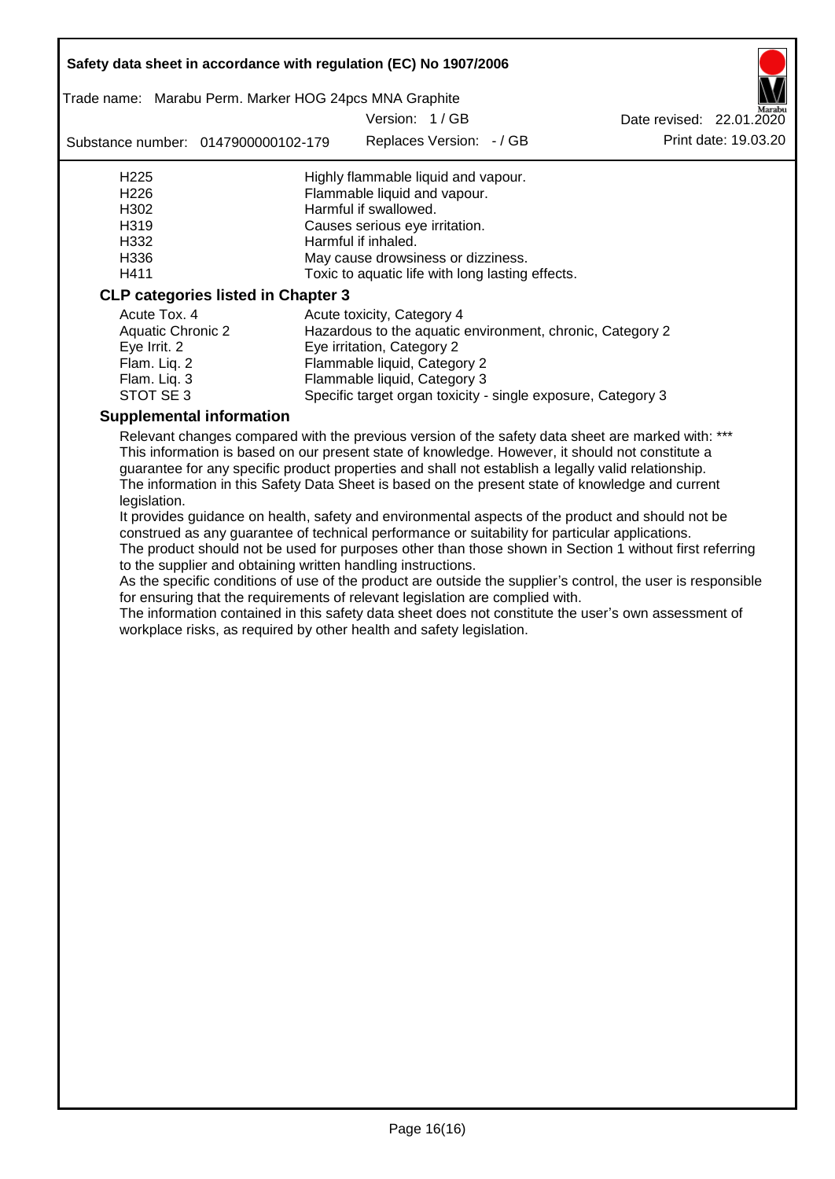| | |
|---|---|
| H225 | Highly flammable liquid and vapour. |
| H226 | Flammable liquid and vapour. |
| H302 | Harmful if swallowed. |
| H319 | Causes serious eye irritation. |
| H332 | Harmful if inhaled. |
| H336 | May cause drowsiness or dizziness. |
| H411 | Toxic to aquatic life with long lasting effects. |

## CLP categories listed in Chapter 3

| | |
|---|---|
| Acute Tox. 4 | Acute toxicity, Category 4 |
| Aquatic Chronic 2 | Hazardous to the aquatic environment, chronic, Category 2 |
| Eye Irrit. 2 | Eye irritation, Category 2 |
| Flam. Liq. 2 | Flammable liquid, Category 2 |
| Flam. Liq. 3 | Flammable liquid, Category 3 |
| STOT SE 3 | Specific target organ toxicity - single exposure, Category 3 |

## Supplemental information

Relevant changes compared with the previous version of the safety data sheet are marked with: ***
This information is based on our present state of knowledge. However, it should not constitute a guarantee for any specific product properties and shall not establish a legally valid relationship.
The information in this Safety Data Sheet is based on the present state of knowledge and current legislation.
It provides guidance on health, safety and environmental aspects of the product and should not be construed as any guarantee of technical performance or suitability for particular applications.
The product should not be used for purposes other than those shown in Section 1 without first referring to the supplier and obtaining written handling instructions.
As the specific conditions of use of the product are outside the supplier's control, the user is responsible for ensuring that the requirements of relevant legislation are complied with.
The information contained in this safety data sheet does not constitute the user's own assessment of workplace risks, as required by other health and safety legislation.